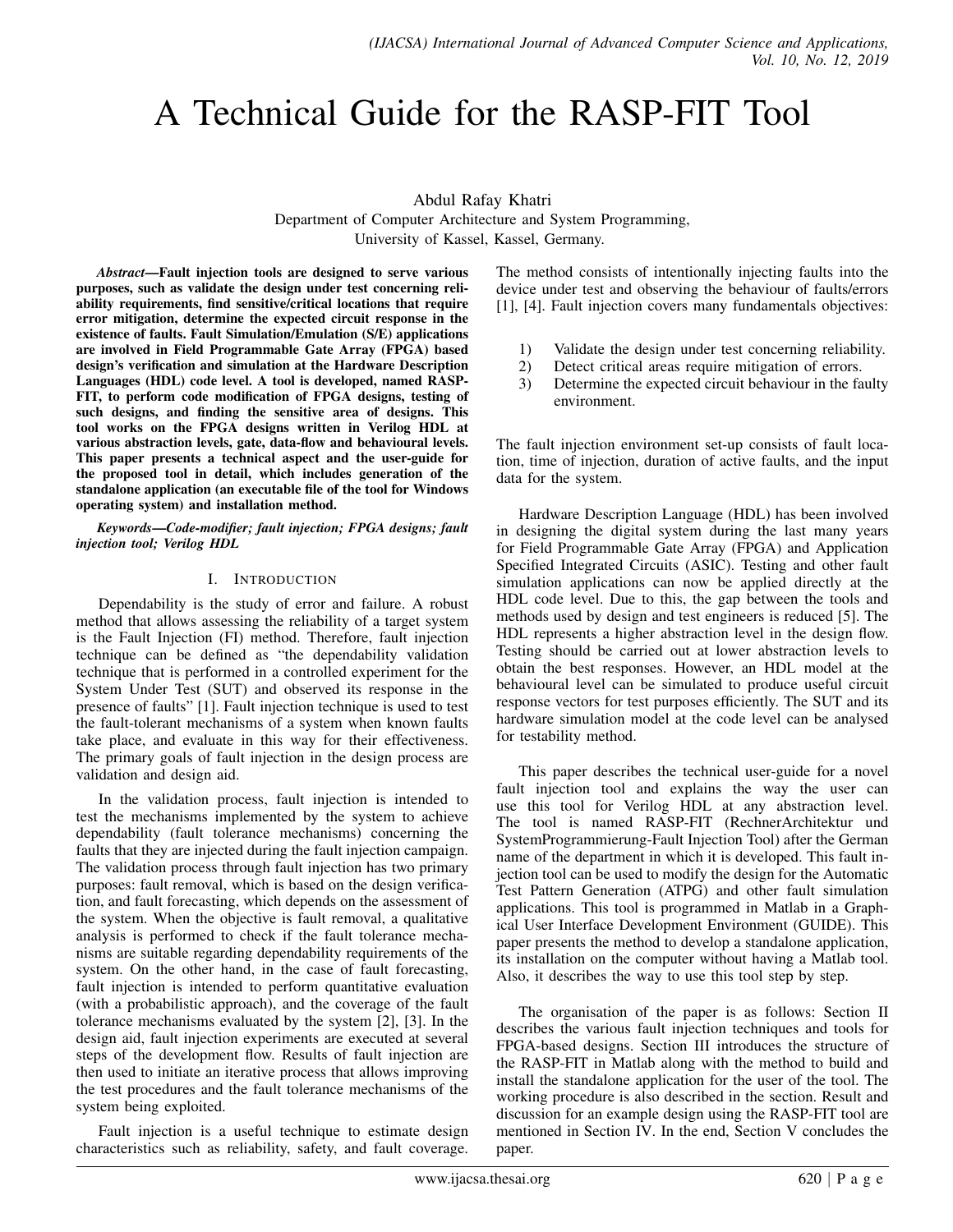# A Technical Guide for the RASP-FIT Tool

Abdul Rafay Khatri
Department of Computer Architecture and System Programming,
University of Kassel, Kassel, Germany.

***Abstract*—Fault injection tools are designed to serve various purposes, such as validate the design under test concerning reliability requirements, find sensitive/critical locations that require error mitigation, determine the expected circuit response in the existence of faults. Fault Simulation/Emulation (S/E) applications are involved in Field Programmable Gate Array (FPGA) based design's verification and simulation at the Hardware Description Languages (HDL) code level. A tool is developed, named RASP-FIT, to perform code modification of FPGA designs, testing of such designs, and finding the sensitive area of designs. This tool works on the FPGA designs written in Verilog HDL at various abstraction levels, gate, data-flow and behavioural levels. This paper presents a technical aspect and the user-guide for the proposed tool in detail, which includes generation of the standalone application (an executable file of the tool for Windows operating system) and installation method.**

***Keywords*—Code-modifier; fault injection; FPGA designs; fault injection tool; Verilog HDL**

## I. Introduction

Dependability is the study of error and failure. A robust method that allows assessing the reliability of a target system is the Fault Injection (FI) method. Therefore, fault injection technique can be defined as "the dependability validation technique that is performed in a controlled experiment for the System Under Test (SUT) and observed its response in the presence of faults" [1]. Fault injection technique is used to test the fault-tolerant mechanisms of a system when known faults take place, and evaluate in this way for their effectiveness. The primary goals of fault injection in the design process are validation and design aid.

In the validation process, fault injection is intended to test the mechanisms implemented by the system to achieve dependability (fault tolerance mechanisms) concerning the faults that they are injected during the fault injection campaign. The validation process through fault injection has two primary purposes: fault removal, which is based on the design verification, and fault forecasting, which depends on the assessment of the system. When the objective is fault removal, a qualitative analysis is performed to check if the fault tolerance mechanisms are suitable regarding dependability requirements of the system. On the other hand, in the case of fault forecasting, fault injection is intended to perform quantitative evaluation (with a probabilistic approach), and the coverage of the fault tolerance mechanisms evaluated by the system [2], [3]. In the design aid, fault injection experiments are executed at several steps of the development flow. Results of fault injection are then used to initiate an iterative process that allows improving the test procedures and the fault tolerance mechanisms of the system being exploited.

Fault injection is a useful technique to estimate design characteristics such as reliability, safety, and fault coverage. The method consists of intentionally injecting faults into the device under test and observing the behaviour of faults/errors [1], [4]. Fault injection covers many fundamentals objectives:

1) Validate the design under test concerning reliability.
2) Detect critical areas require mitigation of errors.
3) Determine the expected circuit behaviour in the faulty environment.

The fault injection environment set-up consists of fault location, time of injection, duration of active faults, and the input data for the system.

Hardware Description Language (HDL) has been involved in designing the digital system during the last many years for Field Programmable Gate Array (FPGA) and Application Specified Integrated Circuits (ASIC). Testing and other fault simulation applications can now be applied directly at the HDL code level. Due to this, the gap between the tools and methods used by design and test engineers is reduced [5]. The HDL represents a higher abstraction level in the design flow. Testing should be carried out at lower abstraction levels to obtain the best responses. However, an HDL model at the behavioural level can be simulated to produce useful circuit response vectors for test purposes efficiently. The SUT and its hardware simulation model at the code level can be analysed for testability method.

This paper describes the technical user-guide for a novel fault injection tool and explains the way the user can use this tool for Verilog HDL at any abstraction level. The tool is named RASP-FIT (RechnerArchitektur und SystemProgrammierung-Fault Injection Tool) after the German name of the department in which it is developed. This fault injection tool can be used to modify the design for the Automatic Test Pattern Generation (ATPG) and other fault simulation applications. This tool is programmed in Matlab in a Graphical User Interface Development Environment (GUIDE). This paper presents the method to develop a standalone application, its installation on the computer without having a Matlab tool. Also, it describes the way to use this tool step by step.

The organisation of the paper is as follows: Section II describes the various fault injection techniques and tools for FPGA-based designs. Section III introduces the structure of the RASP-FIT in Matlab along with the method to build and install the standalone application for the user of the tool. The working procedure is also described in the section. Result and discussion for an example design using the RASP-FIT tool are mentioned in Section IV. In the end, Section V concludes the paper.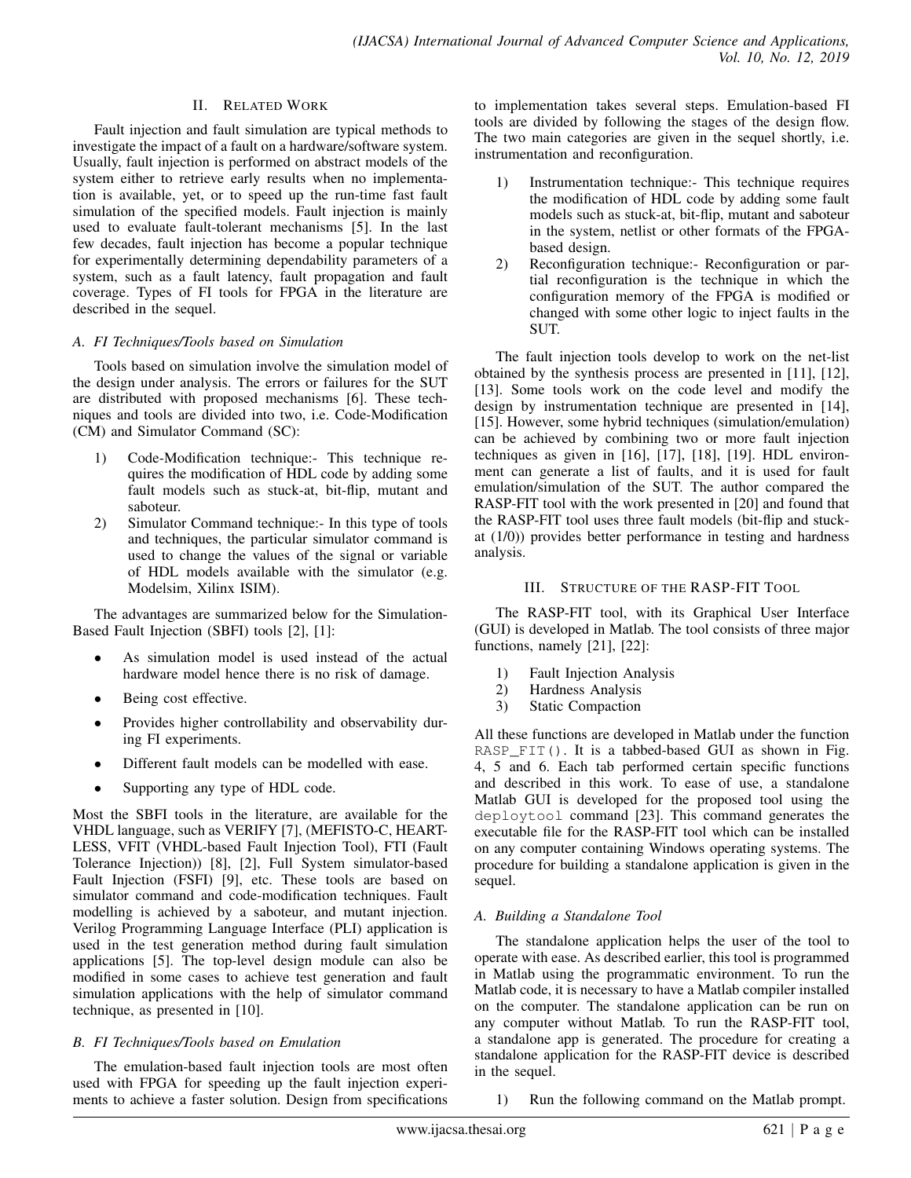## II. Related Work

Fault injection and fault simulation are typical methods to investigate the impact of a fault on a hardware/software system. Usually, fault injection is performed on abstract models of the system either to retrieve early results when no implementation is available, yet, or to speed up the run-time fast fault simulation of the specified models. Fault injection is mainly used to evaluate fault-tolerant mechanisms [5]. In the last few decades, fault injection has become a popular technique for experimentally determining dependability parameters of a system, such as a fault latency, fault propagation and fault coverage. Types of FI tools for FPGA in the literature are described in the sequel.

### A. FI Techniques/Tools based on Simulation

Tools based on simulation involve the simulation model of the design under analysis. The errors or failures for the SUT are distributed with proposed mechanisms [6]. These techniques and tools are divided into two, i.e. Code-Modification (CM) and Simulator Command (SC):

1) Code-Modification technique:- This technique requires the modification of HDL code by adding some fault models such as stuck-at, bit-flip, mutant and saboteur.
2) Simulator Command technique:- In this type of tools and techniques, the particular simulator command is used to change the values of the signal or variable of HDL models available with the simulator (e.g. Modelsim, Xilinx ISIM).

The advantages are summarized below for the Simulation-Based Fault Injection (SBFI) tools [2], [1]:

- As simulation model is used instead of the actual hardware model hence there is no risk of damage.
- Being cost effective.
- Provides higher controllability and observability during FI experiments.
- Different fault models can be modelled with ease.
- Supporting any type of HDL code.

Most the SBFI tools in the literature, are available for the VHDL language, such as VERIFY [7], (MEFISTO-C, HEARTLESS, VFIT (VHDL-based Fault Injection Tool), FTI (Fault Tolerance Injection)) [8], [2], Full System simulator-based Fault Injection (FSFI) [9], etc. These tools are based on simulator command and code-modification techniques. Fault modelling is achieved by a saboteur, and mutant injection. Verilog Programming Language Interface (PLI) application is used in the test generation method during fault simulation applications [5]. The top-level design module can also be modified in some cases to achieve test generation and fault simulation applications with the help of simulator command technique, as presented in [10].

### B. FI Techniques/Tools based on Emulation

The emulation-based fault injection tools are most often used with FPGA for speeding up the fault injection experiments to achieve a faster solution. Design from specifications to implementation takes several steps. Emulation-based FI tools are divided by following the stages of the design flow. The two main categories are given in the sequel shortly, i.e. instrumentation and reconfiguration.

1) Instrumentation technique:- This technique requires the modification of HDL code by adding some fault models such as stuck-at, bit-flip, mutant and saboteur in the system, netlist or other formats of the FPGA-based design.
2) Reconfiguration technique:- Reconfiguration or partial reconfiguration is the technique in which the configuration memory of the FPGA is modified or changed with some other logic to inject faults in the SUT.

The fault injection tools develop to work on the net-list obtained by the synthesis process are presented in [11], [12], [13]. Some tools work on the code level and modify the design by instrumentation technique are presented in [14], [15]. However, some hybrid techniques (simulation/emulation) can be achieved by combining two or more fault injection techniques as given in [16], [17], [18], [19]. HDL environment can generate a list of faults, and it is used for fault emulation/simulation of the SUT. The author compared the RASP-FIT tool with the work presented in [20] and found that the RASP-FIT tool uses three fault models (bit-flip and stuck-at (1/0)) provides better performance in testing and hardness analysis.

## III. Structure of the RASP-FIT Tool

The RASP-FIT tool, with its Graphical User Interface (GUI) is developed in Matlab. The tool consists of three major functions, namely [21], [22]:

1) Fault Injection Analysis
2) Hardness Analysis
3) Static Compaction

All these functions are developed in Matlab under the function `RASP_FIT()`. It is a tabbed-based GUI as shown in Fig. 4, 5 and 6. Each tab performed certain specific functions and described in this work. To ease of use, a standalone Matlab GUI is developed for the proposed tool using the `deploytool` command [23]. This command generates the executable file for the RASP-FIT tool which can be installed on any computer containing Windows operating systems. The procedure for building a standalone application is given in the sequel.

### A. Building a Standalone Tool

The standalone application helps the user of the tool to operate with ease. As described earlier, this tool is programmed in Matlab using the programmatic environment. To run the Matlab code, it is necessary to have a Matlab compiler installed on the computer. The standalone application can be run on any computer without Matlab. To run the RASP-FIT tool, a standalone app is generated. The procedure for creating a standalone application for the RASP-FIT device is described in the sequel.

1) Run the following command on the Matlab prompt.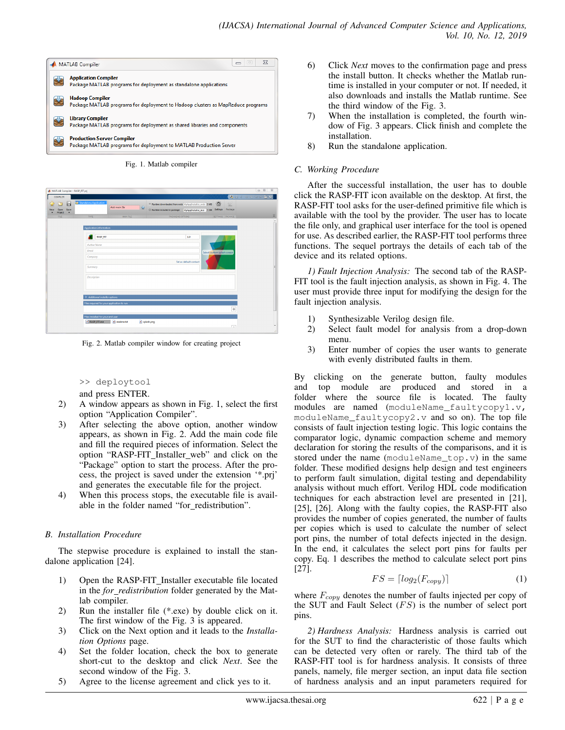Fig. 1. Matlab compiler

Fig. 2. Matlab compiler window for creating project

```
>> deploytool
```

and press ENTER.

2) A window appears as shown in Fig. 1, select the first option "Application Compiler".
3) After selecting the above option, another window appears, as shown in Fig. 2. Add the main code file and fill the required pieces of information. Select the option "RASP-FIT_Installer_web" and click on the "Package" option to start the process. After the process, the project is saved under the extension '*.prj' and generates the executable file for the project.
4) When this process stops, the executable file is available in the folder named "for_redistribution".

### B. Installation Procedure

The stepwise procedure is explained to install the standalone application [24].

1) Open the RASP-FIT_Installer executable file located in the *for_redistribution* folder generated by the Matlab compiler.
2) Run the installer file (*.exe) by double click on it. The first window of the Fig. 3 is appeared.
3) Click on the Next option and it leads to the *Installation Options* page.
4) Set the folder location, check the box to generate short-cut to the desktop and click *Next*. See the second window of the Fig. 3.
5) Agree to the license agreement and click yes to it.
6) Click *Next* moves to the confirmation page and press the install button. It checks whether the Matlab runtime is installed in your computer or not. If needed, it also downloads and installs the Matlab runtime. See the third window of the Fig. 3.
7) When the installation is completed, the fourth window of Fig. 3 appears. Click finish and complete the installation.
8) Run the standalone application.

### C. Working Procedure

After the successful installation, the user has to double click the RASP-FIT icon available on the desktop. At first, the RASP-FIT tool asks for the user-defined primitive file which is available with the tool by the provider. The user has to locate the file only, and graphical user interface for the tool is opened for use. As described earlier, the RASP-FIT tool performs three functions. The sequel portrays the details of each tab of the device and its related options.

*1) Fault Injection Analysis:* The second tab of the RASP-FIT tool is the fault injection analysis, as shown in Fig. 4. The user must provide three input for modifying the design for the fault injection analysis.

1) Synthesizable Verilog design file.
2) Select fault model for analysis from a drop-down menu.
3) Enter number of copies the user wants to generate with evenly distributed faults in them.

By clicking on the generate button, faulty modules and top module are produced and stored in a folder where the source file is located. The faulty modules are named (`moduleName_faultycopy1.v`, `moduleName_faultycopy2.v` and so on). The top file consists of fault injection testing logic. This logic contains the comparator logic, dynamic compaction scheme and memory declaration for storing the results of the comparisons, and it is stored under the name (`moduleName_top.v`) in the same folder. These modified designs help design and test engineers to perform fault simulation, digital testing and dependability analysis without much effort. Verilog HDL code modification techniques for each abstraction level are presented in [21], [25], [26]. Along with the faulty copies, the RASP-FIT also provides the number of copies generated, the number of faults per copies which is used to calculate the number of select port pins, the number of total defects injected in the design. In the end, it calculates the select port pins for faults per copy. Eq. 1 describes the method to calculate select port pins [27].

$$FS = \lceil log_2(F_{copy}) \rceil \tag{1}$$

where $F_{copy}$ denotes the number of faults injected per copy of the SUT and Fault Select ($FS$) is the number of select port pins.

*2) Hardness Analysis:* Hardness analysis is carried out for the SUT to find the characteristic of those faults which can be detected very often or rarely. The third tab of the RASP-FIT tool is for hardness analysis. It consists of three panels, namely, file merger section, an input data file section of hardness analysis and an input parameters required for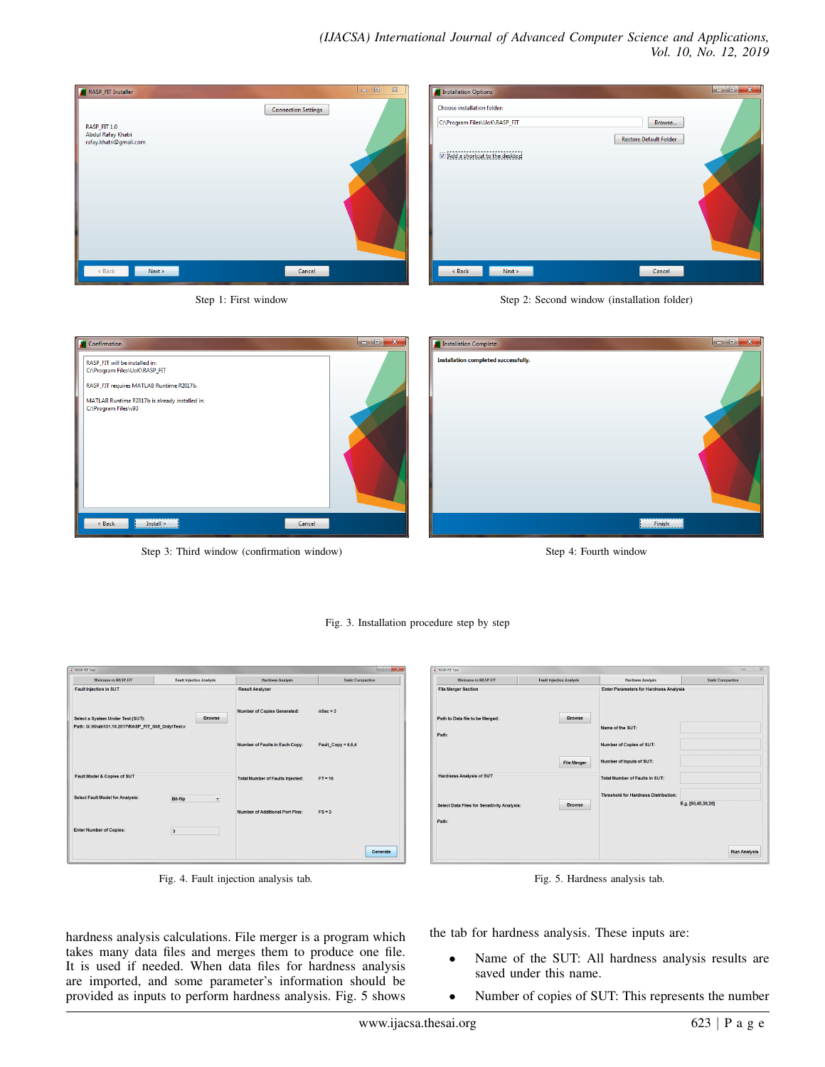Step 1: First window

Step 2: Second window (installation folder)

Step 3: Third window (confirmation window)

Step 4: Fourth window

Fig. 3. Installation procedure step by step

Fig. 4. Fault injection analysis tab.

Fig. 5. Hardness analysis tab.

hardness analysis calculations. File merger is a program which takes many data files and merges them to produce one file. It is used if needed. When data files for hardness analysis are imported, and some parameter's information should be provided as inputs to perform hardness analysis. Fig. 5 shows the tab for hardness analysis. These inputs are:

- Name of the SUT: All hardness analysis results are saved under this name.
- Number of copies of SUT: This represents the number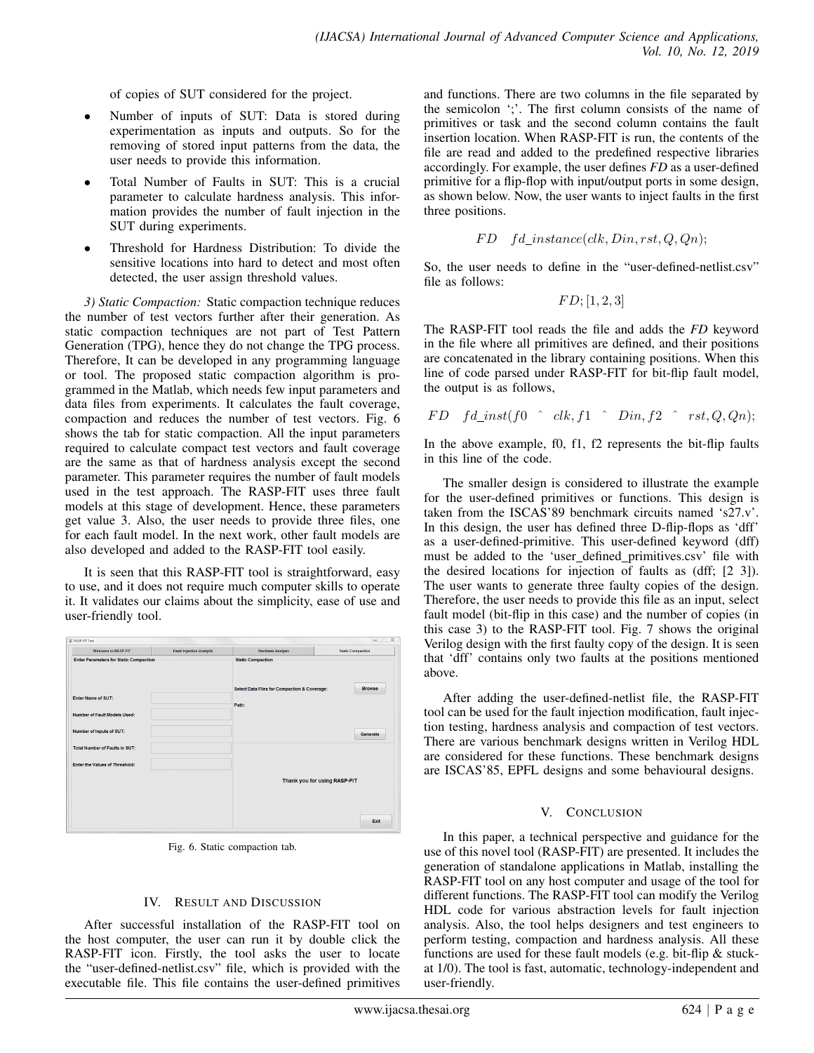of copies of SUT considered for the project.

- Number of inputs of SUT: Data is stored during experimentation as inputs and outputs. So for the removing of stored input patterns from the data, the user needs to provide this information.
- Total Number of Faults in SUT: This is a crucial parameter to calculate hardness analysis. This information provides the number of fault injection in the SUT during experiments.
- Threshold for Hardness Distribution: To divide the sensitive locations into hard to detect and most often detected, the user assign threshold values.

*3) Static Compaction:* Static compaction technique reduces the number of test vectors further after their generation. As static compaction techniques are not part of Test Pattern Generation (TPG), hence they do not change the TPG process. Therefore, It can be developed in any programming language or tool. The proposed static compaction algorithm is programmed in the Matlab, which needs few input parameters and data files from experiments. It calculates the fault coverage, compaction and reduces the number of test vectors. Fig. 6 shows the tab for static compaction. All the input parameters required to calculate compact test vectors and fault coverage are the same as that of hardness analysis except the second parameter. This parameter requires the number of fault models used in the test approach. The RASP-FIT uses three fault models at this stage of development. Hence, these parameters get value 3. Also, the user needs to provide three files, one for each fault model. In the next work, other fault models are also developed and added to the RASP-FIT tool easily.

It is seen that this RASP-FIT tool is straightforward, easy to use, and it does not require much computer skills to operate it. It validates our claims about the simplicity, ease of use and user-friendly tool.

Fig. 6. Static compaction tab.

## IV. Result and Discussion

After successful installation of the RASP-FIT tool on the host computer, the user can run it by double click the RASP-FIT icon. Firstly, the tool asks the user to locate the "user-defined-netlist.csv" file, which is provided with the executable file. This file contains the user-defined primitives and functions. There are two columns in the file separated by the semicolon ';'. The first column consists of the name of primitives or task and the second column contains the fault insertion location. When RASP-FIT is run, the contents of the file are read and added to the predefined respective libraries accordingly. For example, the user defines *FD* as a user-defined primitive for a flip-flop with input/output ports in some design, as shown below. Now, the user wants to inject faults in the first three positions.

$$FD \quad fd\_instance(clk, Din, rst, Q, Qn);$$

So, the user needs to define in the "user-defined-netlist.csv" file as follows:

$$FD; [1, 2, 3]$$

The RASP-FIT tool reads the file and adds the *FD* keyword in the file where all primitives are defined, and their positions are concatenated in the library containing positions. When this line of code parsed under RASP-FIT for bit-flip fault model, the output is as follows,

$$FD \quad fd\_inst(f0 \ \hat{} \ clk, f1 \ \hat{} \ Din, f2 \ \hat{} \ rst, Q, Qn);$$

In the above example, f0, f1, f2 represents the bit-flip faults in this line of the code.

The smaller design is considered to illustrate the example for the user-defined primitives or functions. This design is taken from the ISCAS'89 benchmark circuits named 's27.v'. In this design, the user has defined three D-flip-flops as 'dff' as a user-defined-primitive. This user-defined keyword (dff) must be added to the 'user_defined_primitives.csv' file with the desired locations for injection of faults as (dff; [2 3]). The user wants to generate three faulty copies of the design. Therefore, the user needs to provide this file as an input, select fault model (bit-flip in this case) and the number of copies (in this case 3) to the RASP-FIT tool. Fig. 7 shows the original Verilog design with the first faulty copy of the design. It is seen that 'dff' contains only two faults at the positions mentioned above.

After adding the user-defined-netlist file, the RASP-FIT tool can be used for the fault injection modification, fault injection testing, hardness analysis and compaction of test vectors. There are various benchmark designs written in Verilog HDL are considered for these functions. These benchmark designs are ISCAS'85, EPFL designs and some behavioural designs.

## V. Conclusion

In this paper, a technical perspective and guidance for the use of this novel tool (RASP-FIT) are presented. It includes the generation of standalone applications in Matlab, installing the RASP-FIT tool on any host computer and usage of the tool for different functions. The RASP-FIT tool can modify the Verilog HDL code for various abstraction levels for fault injection analysis. Also, the tool helps designers and test engineers to perform testing, compaction and hardness analysis. All these functions are used for these fault models (e.g. bit-flip & stuck-at 1/0). The tool is fast, automatic, technology-independent and user-friendly.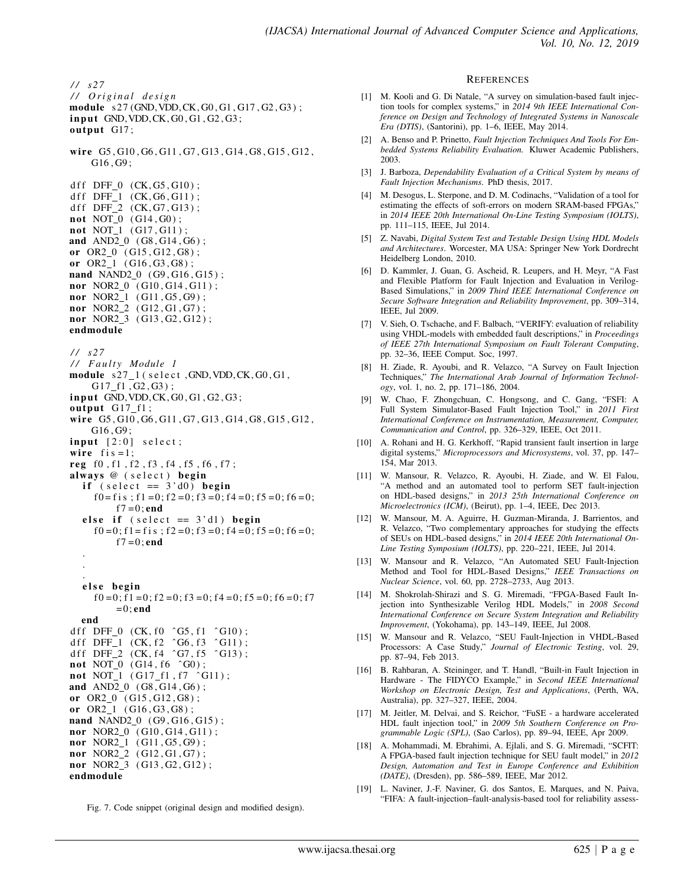```
// s27
// Original design
module s27(GND,VDD,CK,G0,G1,G17,G2,G3);
input GND,VDD,CK,G0,G1,G2,G3;
output G17;

wire G5,G10,G6,G11,G7,G13,G14,G8,G15,G12,
     G16,G9;

dff DFF_0 (CK,G5,G10);
dff DFF_1 (CK,G6,G11);
dff DFF_2 (CK,G7,G13);
not NOT_0 (G14,G0);
not NOT_1 (G17,G11);
and AND2_0 (G8,G14,G6);
or OR2_0 (G15,G12,G8);
or OR2_1 (G16,G3,G8);
nand NAND2_0 (G9,G16,G15);
nor NOR2_0 (G10,G14,G11);
nor NOR2_1 (G11,G5,G9);
nor NOR2_2 (G12,G1,G7);
nor NOR2_3 (G13,G2,G12);
endmodule

// s27
// Faulty Module 1
module s27_1(select,GND,VDD,CK,G0,G1,
     G17_f1,G2,G3);
input GND,VDD,CK,G0,G1,G2,G3;
output G17_f1;
wire G5,G10,G6,G11,G7,G13,G14,G8,G15,G12,
     G16,G9;
input [2:0] select;
wire fis=1;
reg f0,f1,f2,f3,f4,f5,f6,f7;
always @ (select) begin
  if (select == 3'd0) begin
     f0=fis; f1=0; f2=0; f3=0; f4=0; f5=0; f6=0;
        f7=0; end
  else if (select == 3'd1) begin
     f0=0; f1=fis; f2=0; f3=0; f4=0; f5=0; f6=0;
        f7=0; end
  .
  .
  .
  else begin
     f0=0; f1=0; f2=0; f3=0; f4=0; f5=0; f6=0; f7
        =0; end
  end
dff DFF_0 (CK, f0 ^G5, f1 ^G10);
dff DFF_1 (CK, f2 ^G6, f3 ^G11);
dff DFF_2 (CK, f4 ^G7, f5 ^G13);
not NOT_0 (G14, f6 ^G0);
not NOT_1 (G17_f1, f7 ^G11);
and AND2_0 (G8,G14,G6);
or OR2_0 (G15,G12,G8);
or OR2_1 (G16,G3,G8);
nand NAND2_0 (G9,G16,G15);
nor NOR2_0 (G10,G14,G11);
nor NOR2_1 (G11,G5,G9);
nor NOR2_2 (G12,G1,G7);
nor NOR2_3 (G13,G2,G12);
endmodule
```

Fig. 7. Code snippet (original design and modified design).

## References

[1] M. Kooli and G. Di Natale, "A survey on simulation-based fault injection tools for complex systems," in *2014 9th IEEE International Conference on Design and Technology of Integrated Systems in Nanoscale Era (DTIS)*, (Santorini), pp. 1–6, IEEE, May 2014.

[2] A. Benso and P. Prinetto, *Fault Injection Techniques And Tools For Embedded Systems Reliability Evaluation.* Kluwer Academic Publishers, 2003.

[3] J. Barboza, *Dependability Evaluation of a Critical System by means of Fault Injection Mechanisms*. PhD thesis, 2017.

[4] M. Desogus, L. Sterpone, and D. M. Codinachs, "Validation of a tool for estimating the effects of soft-errors on modern SRAM-based FPGAs," in *2014 IEEE 20th International On-Line Testing Symposium (IOLTS)*, pp. 111–115, IEEE, Jul 2014.

[5] Z. Navabi, *Digital System Test and Testable Design Using HDL Models and Architectures*. Worcester, MA USA: Springer New York Dordrecht Heidelberg London, 2010.

[6] D. Kammler, J. Guan, G. Ascheid, R. Leupers, and H. Meyr, "A Fast and Flexible Platform for Fault Injection and Evaluation in Verilog-Based Simulations," in *2009 Third IEEE International Conference on Secure Software Integration and Reliability Improvement*, pp. 309–314, IEEE, Jul 2009.

[7] V. Sieh, O. Tschache, and F. Balbach, "VERIFY: evaluation of reliability using VHDL-models with embedded fault descriptions," in *Proceedings of IEEE 27th International Symposium on Fault Tolerant Computing*, pp. 32–36, IEEE Comput. Soc, 1997.

[8] H. Ziade, R. Ayoubi, and R. Velazco, "A Survey on Fault Injection Techniques," *The International Arab Journal of Information Technology*, vol. 1, no. 2, pp. 171–186, 2004.

[9] W. Chao, F. Zhongchuan, C. Hongsong, and C. Gang, "FSFI: A Full System Simulator-Based Fault Injection Tool," in *2011 First International Conference on Instrumentation, Measurement, Computer, Communication and Control*, pp. 326–329, IEEE, Oct 2011.

[10] A. Rohani and H. G. Kerkhoff, "Rapid transient fault insertion in large digital systems," *Microprocessors and Microsystems*, vol. 37, pp. 147–154, Mar 2013.

[11] W. Mansour, R. Velazco, R. Ayoubi, H. Ziade, and W. El Falou, "A method and an automated tool to perform SET fault-injection on HDL-based designs," in *2013 25th International Conference on Microelectronics (ICM)*, (Beirut), pp. 1–4, IEEE, Dec 2013.

[12] W. Mansour, M. A. Aguirre, H. Guzman-Miranda, J. Barrientos, and R. Velazco, "Two complementary approaches for studying the effects of SEUs on HDL-based designs," in *2014 IEEE 20th International On-Line Testing Symposium (IOLTS)*, pp. 220–221, IEEE, Jul 2014.

[13] W. Mansour and R. Velazco, "An Automated SEU Fault-Injection Method and Tool for HDL-Based Designs," *IEEE Transactions on Nuclear Science*, vol. 60, pp. 2728–2733, Aug 2013.

[14] M. Shokrolah-Shirazi and S. G. Miremadi, "FPGA-Based Fault Injection into Synthesizable Verilog HDL Models," in *2008 Second International Conference on Secure System Integration and Reliability Improvement*, (Yokohama), pp. 143–149, IEEE, Jul 2008.

[15] W. Mansour and R. Velazco, "SEU Fault-Injection in VHDL-Based Processors: A Case Study," *Journal of Electronic Testing*, vol. 29, pp. 87–94, Feb 2013.

[16] B. Rahbaran, A. Steininger, and T. Handl, "Built-in Fault Injection in Hardware - The FIDYCO Example," in *Second IEEE International Workshop on Electronic Design, Test and Applications*, (Perth, WA, Australia), pp. 327–327, IEEE, 2004.

[17] M. Jeitler, M. Delvai, and S. Reichor, "FuSE - a hardware accelerated HDL fault injection tool," in *2009 5th Southern Conference on Programmable Logic (SPL)*, (Sao Carlos), pp. 89–94, IEEE, Apr 2009.

[18] A. Mohammadi, M. Ebrahimi, A. Ejlali, and S. G. Miremadi, "SCFIT: A FPGA-based fault injection technique for SEU fault model," in *2012 Design, Automation and Test in Europe Conference and Exhibition (DATE)*, (Dresden), pp. 586–589, IEEE, Mar 2012.

[19] L. Naviner, J.-F. Naviner, G. dos Santos, E. Marques, and N. Paiva, "FIFA: A fault-injection–fault-analysis-based tool for reliability assess-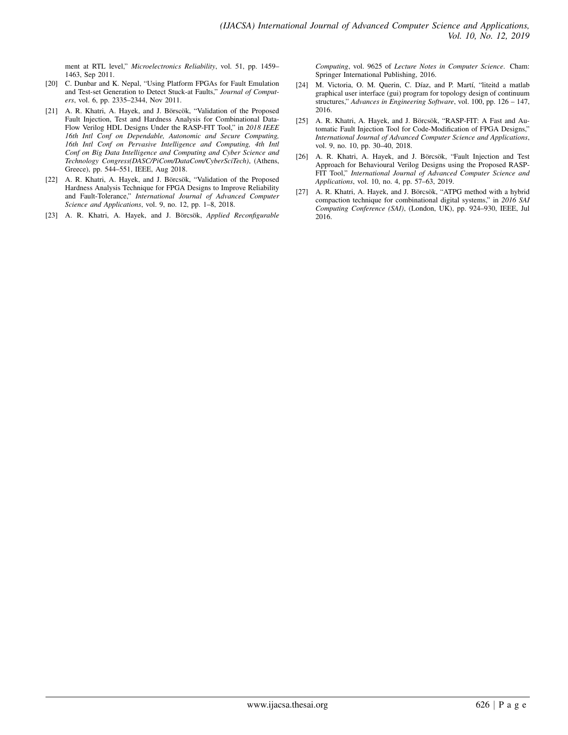ment at RTL level," *Microelectronics Reliability*, vol. 51, pp. 1459–1463, Sep 2011.

[20] C. Dunbar and K. Nepal, "Using Platform FPGAs for Fault Emulation and Test-set Generation to Detect Stuck-at Faults," *Journal of Computers*, vol. 6, pp. 2335–2344, Nov 2011.

[21] A. R. Khatri, A. Hayek, and J. Börscök, "Validation of the Proposed Fault Injection, Test and Hardness Analysis for Combinational Data-Flow Verilog HDL Designs Under the RASP-FIT Tool," in *2018 IEEE 16th Intl Conf on Dependable, Autonomic and Secure Computing, 16th Intl Conf on Pervasive Intelligence and Computing, 4th Intl Conf on Big Data Intelligence and Computing and Cyber Science and Technology Congress(DASC/PiCom/DataCom/CyberSciTech)*, (Athens, Greece), pp. 544–551, IEEE, Aug 2018.

[22] A. R. Khatri, A. Hayek, and J. Börcsök, "Validation of the Proposed Hardness Analysis Technique for FPGA Designs to Improve Reliability and Fault-Tolerance," *International Journal of Advanced Computer Science and Applications*, vol. 9, no. 12, pp. 1–8, 2018.

[23] A. R. Khatri, A. Hayek, and J. Börcsök, *Applied Reconfigurable Computing*, vol. 9625 of *Lecture Notes in Computer Science*. Cham: Springer International Publishing, 2016.

[24] M. Victoria, O. M. Querin, C. Díaz, and P. Martí, "liteitd a matlab graphical user interface (gui) program for topology design of continuum structures," *Advances in Engineering Software*, vol. 100, pp. 126 – 147, 2016.

[25] A. R. Khatri, A. Hayek, and J. Börcsök, "RASP-FIT: A Fast and Automatic Fault Injection Tool for Code-Modification of FPGA Designs," *International Journal of Advanced Computer Science and Applications*, vol. 9, no. 10, pp. 30–40, 2018.

[26] A. R. Khatri, A. Hayek, and J. Börcsök, "Fault Injection and Test Approach for Behavioural Verilog Designs using the Proposed RASP-FIT Tool," *International Journal of Advanced Computer Science and Applications*, vol. 10, no. 4, pp. 57–63, 2019.

[27] A. R. Khatri, A. Hayek, and J. Börcsök, "ATPG method with a hybrid compaction technique for combinational digital systems," in *2016 SAI Computing Conference (SAI)*, (London, UK), pp. 924–930, IEEE, Jul 2016.